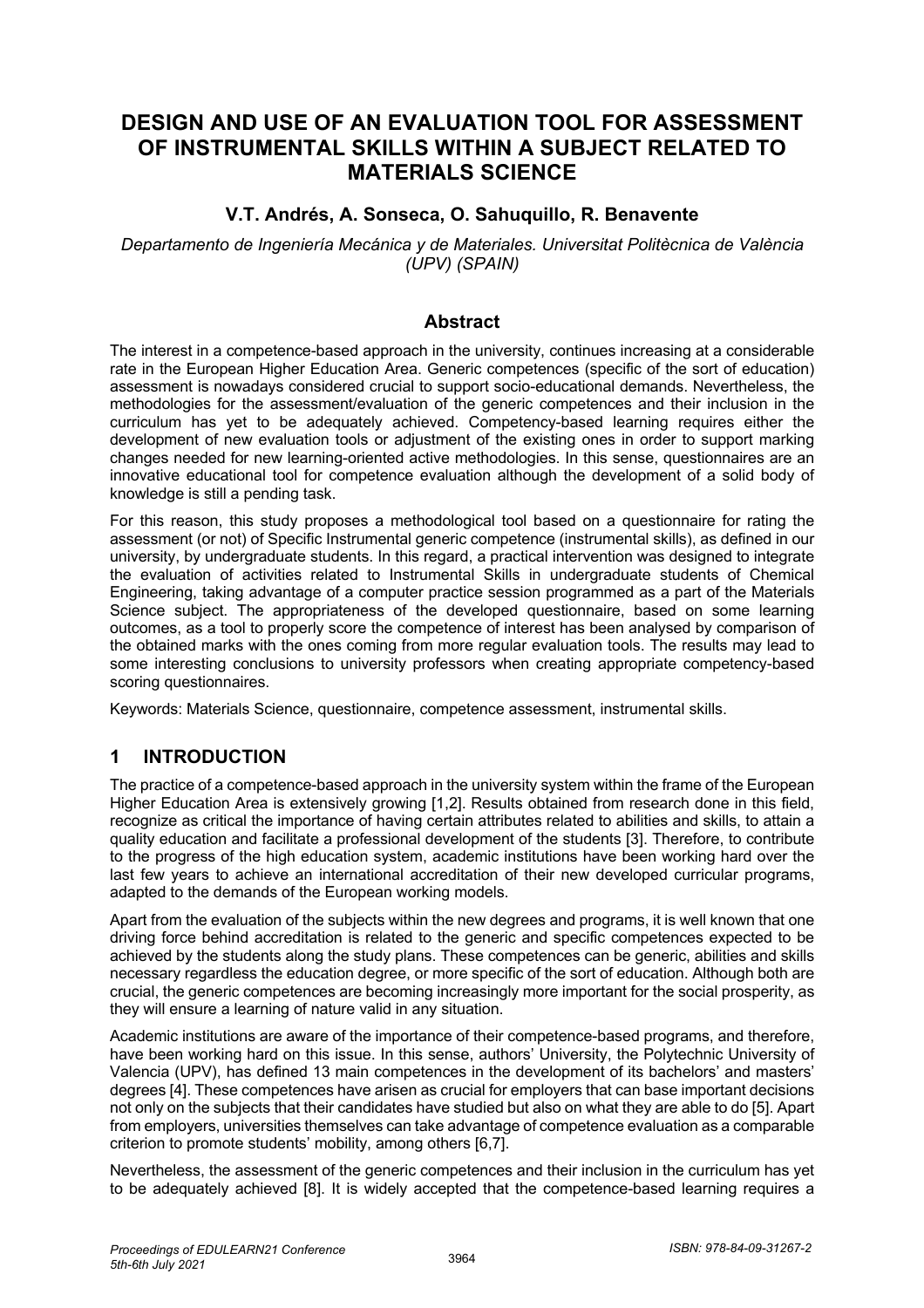# DESIGN AND USE OF AN EVALUATION TOOL FOR ASSESSMENT OF INSTRUMENTAL SKILLS WITHIN A SUBJECT RELATED TO MATERIALS SCIENCE

**V.T. Andrés, A. Sonseca, O. Sahuquillo, R. Benavente**

*Departamento de Ingeniería Mecánica y de Materiales. Universitat Politècnica de València (UPV) (SPAIN)*

## Abstract

The interest in a competence-based approach in the university, continues increasing at a considerable rate in the European Higher Education Area. Generic competences (specific of the sort of education) assessment is nowadays considered crucial to support socio-educational demands. Nevertheless, the methodologies for the assessment/evaluation of the generic competences and their inclusion in the curriculum has yet to be adequately achieved. Competency-based learning requires either the development of new evaluation tools or adjustment of the existing ones in order to support marking changes needed for new learning-oriented active methodologies. In this sense, questionnaires are an innovative educational tool for competence evaluation although the development of a solid body of knowledge is still a pending task.

For this reason, this study proposes a methodological tool based on a questionnaire for rating the assessment (or not) of Specific Instrumental generic competence (instrumental skills), as defined in our university, by undergraduate students. In this regard, a practical intervention was designed to integrate the evaluation of activities related to Instrumental Skills in undergraduate students of Chemical Engineering, taking advantage of a computer practice session programmed as a part of the Materials Science subject. The appropriateness of the developed questionnaire, based on some learning outcomes, as a tool to properly score the competence of interest has been analysed by comparison of the obtained marks with the ones coming from more regular evaluation tools. The results may lead to some interesting conclusions to university professors when creating appropriate competency-based scoring questionnaires.

Keywords: Materials Science, questionnaire, competence assessment, instrumental skills.

## 1 INTRODUCTION

The practice of a competence-based approach in the university system within the frame of the European Higher Education Area is extensively growing [1,2]. Results obtained from research done in this field, recognize as critical the importance of having certain attributes related to abilities and skills, to attain a quality education and facilitate a professional development of the students [3]. Therefore, to contribute to the progress of the high education system, academic institutions have been working hard over the last few years to achieve an international accreditation of their new developed curricular programs, adapted to the demands of the European working models.

Apart from the evaluation of the subjects within the new degrees and programs, it is well known that one driving force behind accreditation is related to the generic and specific competences expected to be achieved by the students along the study plans. These competences can be generic, abilities and skills necessary regardless the education degree, or more specific of the sort of education. Although both are crucial, the generic competences are becoming increasingly more important for the social prosperity, as they will ensure a learning of nature valid in any situation.

Academic institutions are aware of the importance of their competence-based programs, and therefore, have been working hard on this issue. In this sense, authors' University, the Polytechnic University of Valencia (UPV), has defined 13 main competences in the development of its bachelors' and masters' degrees [4]. These competences have arisen as crucial for employers that can base important decisions not only on the subjects that their candidates have studied but also on what they are able to do [5]. Apart from employers, universities themselves can take advantage of competence evaluation as a comparable criterion to promote students' mobility, among others [6,7].

Nevertheless, the assessment of the generic competences and their inclusion in the curriculum has yet to be adequately achieved [8]. It is widely accepted that the competence-based learning requires a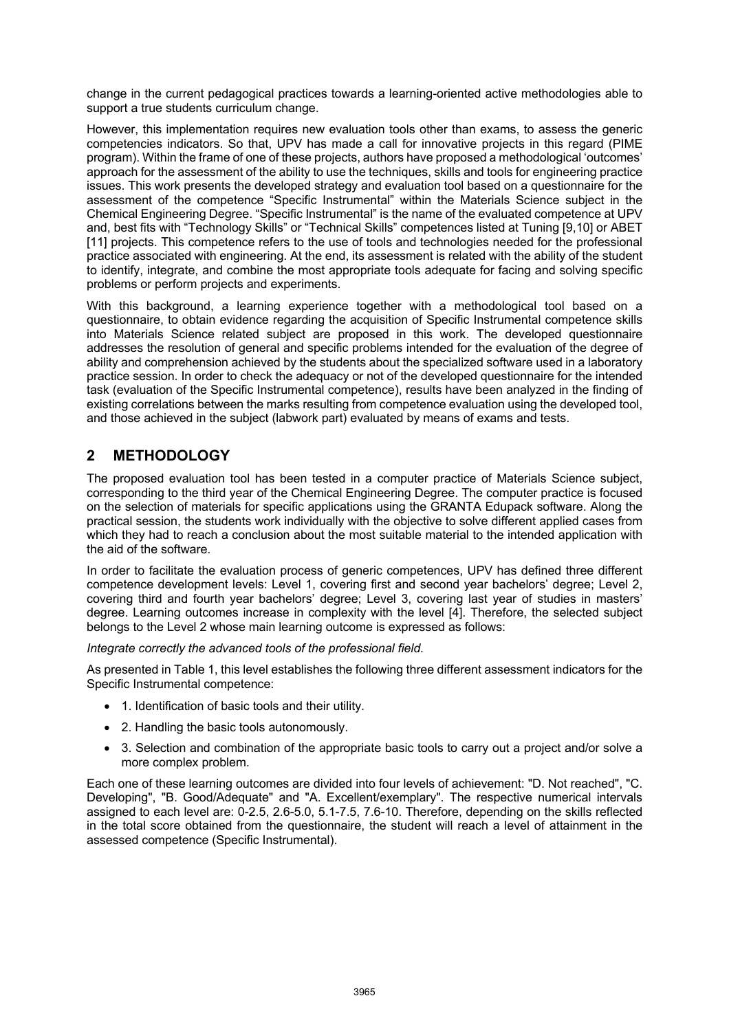change in the current pedagogical practices towards a learning-oriented active methodologies able to support a true students curriculum change.

However, this implementation requires new evaluation tools other than exams, to assess the generic competencies indicators. So that, UPV has made a call for innovative projects in this regard (PIME program). Within the frame of one of these projects, authors have proposed a methodological 'outcomes' approach for the assessment of the ability to use the techniques, skills and tools for engineering practice issues. This work presents the developed strategy and evaluation tool based on a questionnaire for the assessment of the competence "Specific Instrumental" within the Materials Science subject in the Chemical Engineering Degree. "Specific Instrumental" is the name of the evaluated competence at UPV and, best fits with "Technology Skills" or "Technical Skills" competences listed at Tuning [9,10] or ABET [11] projects. This competence refers to the use of tools and technologies needed for the professional practice associated with engineering. At the end, its assessment is related with the ability of the student to identify, integrate, and combine the most appropriate tools adequate for facing and solving specific problems or perform projects and experiments.

With this background, a learning experience together with a methodological tool based on a questionnaire, to obtain evidence regarding the acquisition of Specific Instrumental competence skills into Materials Science related subject are proposed in this work. The developed questionnaire addresses the resolution of general and specific problems intended for the evaluation of the degree of ability and comprehension achieved by the students about the specialized software used in a laboratory practice session. In order to check the adequacy or not of the developed questionnaire for the intended task (evaluation of the Specific Instrumental competence), results have been analyzed in the finding of existing correlations between the marks resulting from competence evaluation using the developed tool, and those achieved in the subject (labwork part) evaluated by means of exams and tests.

## 2 METHODOLOGY

The proposed evaluation tool has been tested in a computer practice of Materials Science subject, corresponding to the third year of the Chemical Engineering Degree. The computer practice is focused on the selection of materials for specific applications using the GRANTA Edupack software. Along the practical session, the students work individually with the objective to solve different applied cases from which they had to reach a conclusion about the most suitable material to the intended application with the aid of the software.

In order to facilitate the evaluation process of generic competences, UPV has defined three different competence development levels: Level 1, covering first and second year bachelors' degree; Level 2, covering third and fourth year bachelors' degree; Level 3, covering last year of studies in masters' degree. Learning outcomes increase in complexity with the level [4]. Therefore, the selected subject belongs to the Level 2 whose main learning outcome is expressed as follows:

*Integrate correctly the advanced tools of the professional field.*

As presented in Table 1, this level establishes the following three different assessment indicators for the Specific Instrumental competence:

- 1. Identification of basic tools and their utility.
- 2. Handling the basic tools autonomously.
- 3. Selection and combination of the appropriate basic tools to carry out a project and/or solve a more complex problem.

Each one of these learning outcomes are divided into four levels of achievement: "D. Not reached", "C. Developing", "B. Good/Adequate" and "A. Excellent/exemplary". The respective numerical intervals assigned to each level are: 0-2.5, 2.6-5.0, 5.1-7.5, 7.6-10. Therefore, depending on the skills reflected in the total score obtained from the questionnaire, the student will reach a level of attainment in the assessed competence (Specific Instrumental).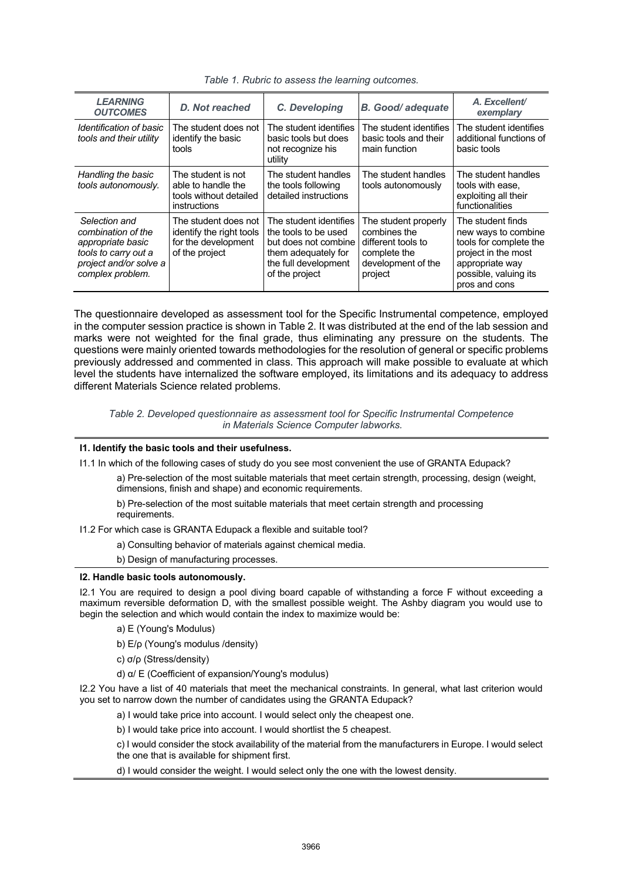*Table 1. Rubric to assess the learning outcomes.*

| *LEARNING OUTCOMES* | *D. Not reached* | *C. Developing* | *B. Good/ adequate* | *A. Excellent/ exemplary* |
|---|---|---|---|---|
| *Identification of basic tools and their utility* | The student does not identify the basic tools | The student identifies basic tools but does not recognize his utility | The student identifies basic tools and their main function | The student identifies additional functions of basic tools |
| *Handling the basic tools autonomously.* | The student is not able to handle the tools without detailed instructions | The student handles the tools following detailed instructions | The student handles tools autonomously | The student handles tools with ease, exploiting all their functionalities |
| *Selection and combination of the appropriate basic tools to carry out a project and/or solve a complex problem.* | The student does not identify the right tools for the development of the project | The student identifies the tools to be used but does not combine them adequately for the full development of the project | The student properly combines the different tools to complete the development of the project | The student finds new ways to combine tools for complete the project in the most appropriate way possible, valuing its pros and cons |

The questionnaire developed as assessment tool for the Specific Instrumental competence, employed in the computer session practice is shown in Table 2. It was distributed at the end of the lab session and marks were not weighted for the final grade, thus eliminating any pressure on the students. The questions were mainly oriented towards methodologies for the resolution of general or specific problems previously addressed and commented in class. This approach will make possible to evaluate at which level the students have internalized the software employed, its limitations and its adequacy to address different Materials Science related problems.

*Table 2. Developed questionnaire as assessment tool for Specific Instrumental Competence in Materials Science Computer labworks.*

**I1. Identify the basic tools and their usefulness.**

I1.1 In which of the following cases of study do you see most convenient the use of GRANTA Edupack?

a) Pre-selection of the most suitable materials that meet certain strength, processing, design (weight, dimensions, finish and shape) and economic requirements.

b) Pre-selection of the most suitable materials that meet certain strength and processing requirements.

I1.2 For which case is GRANTA Edupack a flexible and suitable tool?

a) Consulting behavior of materials against chemical media.

b) Design of manufacturing processes.

**I2. Handle basic tools autonomously.**

I2.1 You are required to design a pool diving board capable of withstanding a force F without exceeding a maximum reversible deformation D, with the smallest possible weight. The Ashby diagram you would use to begin the selection and which would contain the index to maximize would be:

a) E (Young's Modulus)

b) E/ρ (Young's modulus /density)

c) σ/ρ (Stress/density)

d) α/ E (Coefficient of expansion/Young's modulus)

I2.2 You have a list of 40 materials that meet the mechanical constraints. In general, what last criterion would you set to narrow down the number of candidates using the GRANTA Edupack?

a) I would take price into account. I would select only the cheapest one.

b) I would take price into account. I would shortlist the 5 cheapest.

c) I would consider the stock availability of the material from the manufacturers in Europe. I would select the one that is available for shipment first.

d) I would consider the weight. I would select only the one with the lowest density.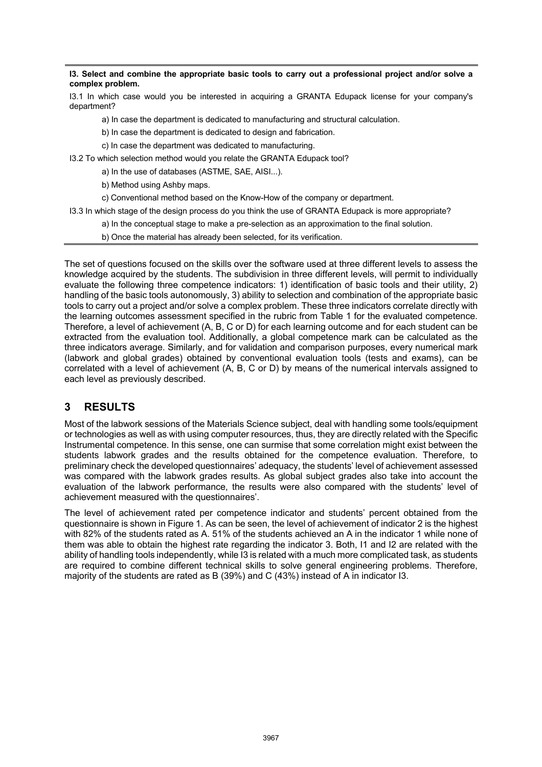**I3. Select and combine the appropriate basic tools to carry out a professional project and/or solve a complex problem.**

I3.1 In which case would you be interested in acquiring a GRANTA Edupack license for your company's department?

a) In case the department is dedicated to manufacturing and structural calculation.

b) In case the department is dedicated to design and fabrication.

c) In case the department was dedicated to manufacturing.

I3.2 To which selection method would you relate the GRANTA Edupack tool?

a) In the use of databases (ASTME, SAE, AISI...).

b) Method using Ashby maps.

c) Conventional method based on the Know-How of the company or department.

I3.3 In which stage of the design process do you think the use of GRANTA Edupack is more appropriate?

a) In the conceptual stage to make a pre-selection as an approximation to the final solution.

b) Once the material has already been selected, for its verification.

The set of questions focused on the skills over the software used at three different levels to assess the knowledge acquired by the students. The subdivision in three different levels, will permit to individually evaluate the following three competence indicators: 1) identification of basic tools and their utility, 2) handling of the basic tools autonomously, 3) ability to selection and combination of the appropriate basic tools to carry out a project and/or solve a complex problem. These three indicators correlate directly with the learning outcomes assessment specified in the rubric from Table 1 for the evaluated competence. Therefore, a level of achievement (A, B, C or D) for each learning outcome and for each student can be extracted from the evaluation tool. Additionally, a global competence mark can be calculated as the three indicators average. Similarly, and for validation and comparison purposes, every numerical mark (labwork and global grades) obtained by conventional evaluation tools (tests and exams), can be correlated with a level of achievement (A, B, C or D) by means of the numerical intervals assigned to each level as previously described.

## 3 RESULTS

Most of the labwork sessions of the Materials Science subject, deal with handling some tools/equipment or technologies as well as with using computer resources, thus, they are directly related with the Specific Instrumental competence. In this sense, one can surmise that some correlation might exist between the students labwork grades and the results obtained for the competence evaluation. Therefore, to preliminary check the developed questionnaires' adequacy, the students' level of achievement assessed was compared with the labwork grades results. As global subject grades also take into account the evaluation of the labwork performance, the results were also compared with the students' level of achievement measured with the questionnaires'.

The level of achievement rated per competence indicator and students' percent obtained from the questionnaire is shown in Figure 1. As can be seen, the level of achievement of indicator 2 is the highest with 82% of the students rated as A. 51% of the students achieved an A in the indicator 1 while none of them was able to obtain the highest rate regarding the indicator 3. Both, I1 and I2 are related with the ability of handling tools independently, while I3 is related with a much more complicated task, as students are required to combine different technical skills to solve general engineering problems. Therefore, majority of the students are rated as B (39%) and C (43%) instead of A in indicator I3.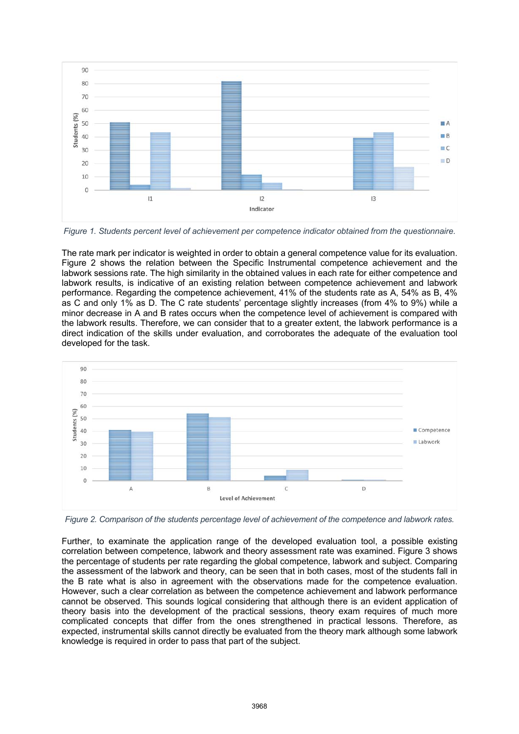Figure 1. Students percent level of achievement per competence indicator obtained from the questionnaire.

The rate mark per indicator is weighted in order to obtain a general competence value for its evaluation. Figure 2 shows the relation between the Specific Instrumental competence achievement and the labwork sessions rate. The high similarity in the obtained values in each rate for either competence and labwork results, is indicative of an existing relation between competence achievement and labwork performance. Regarding the competence achievement, 41% of the students rate as A, 54% as B, 4% as C and only 1% as D. The C rate students' percentage slightly increases (from 4% to 9%) while a minor decrease in A and B rates occurs when the competence level of achievement is compared with the labwork results. Therefore, we can consider that to a greater extent, the labwork performance is a direct indication of the skills under evaluation, and corroborates the adequate of the evaluation tool developed for the task.

Figure 2. Comparison of the students percentage level of achievement of the competence and labwork rates.

Further, to examine the application range of the developed evaluation tool, a possible existing correlation between competence, labwork and theory assessment rate was examined. Figure 3 shows the percentage of students per rate regarding the global competence, labwork and subject. Comparing the assessment of the labwork and theory, can be seen that in both cases, most of the students fall in the B rate what is also in agreement with the observations made for the competence evaluation. However, such a clear correlation as between the competence achievement and labwork performance cannot be observed. This sounds logical considering that although there is an evident application of theory basis into the development of the practical sessions, theory exam requires of much more complicated concepts that differ from the ones strengthened in practical lessons. Therefore, as expected, instrumental skills cannot directly be evaluated from the theory mark although some labwork knowledge is required in order to pass that part of the subject.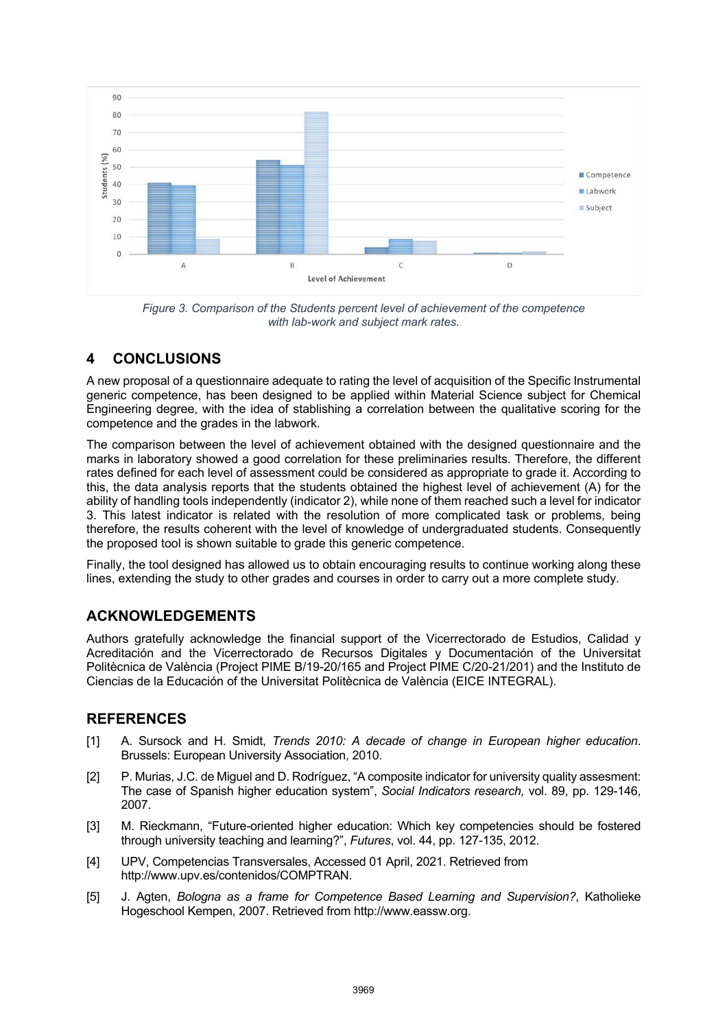Figure 3. Comparison of the Students percent level of achievement of the competence with lab-work and subject mark rates.

## 4 CONCLUSIONS

A new proposal of a questionnaire adequate to rating the level of acquisition of the Specific Instrumental generic competence, has been designed to be applied within Material Science subject for Chemical Engineering degree, with the idea of stablishing a correlation between the qualitative scoring for the competence and the grades in the labwork.

The comparison between the level of achievement obtained with the designed questionnaire and the marks in laboratory showed a good correlation for these preliminaries results. Therefore, the different rates defined for each level of assessment could be considered as appropriate to grade it. According to this, the data analysis reports that the students obtained the highest level of achievement (A) for the ability of handling tools independently (indicator 2), while none of them reached such a level for indicator 3. This latest indicator is related with the resolution of more complicated task or problems, being therefore, the results coherent with the level of knowledge of undergraduated students. Consequently the proposed tool is shown suitable to grade this generic competence.

Finally, the tool designed has allowed us to obtain encouraging results to continue working along these lines, extending the study to other grades and courses in order to carry out a more complete study.

## ACKNOWLEDGEMENTS

Authors gratefully acknowledge the financial support of the Vicerrectorado de Estudios, Calidad y Acreditación and the Vicerrectorado de Recursos Digitales y Documentación of the Universitat Politècnica de València (Project PIME B/19-20/165 and Project PIME C/20-21/201) and the Instituto de Ciencias de la Educación of the Universitat Politècnica de València (EICE INTEGRAL).

## REFERENCES

[1] A. Sursock and H. Smidt, *Trends 2010: A decade of change in European higher education*. Brussels: European University Association, 2010.

[2] P. Murias, J.C. de Miguel and D. Rodríguez, "A composite indicator for university quality assesment: The case of Spanish higher education system", *Social Indicators research,* vol. 89, pp. 129-146, 2007.

[3] M. Rieckmann, "Future-oriented higher education: Which key competencies should be fostered through university teaching and learning?", *Futures*, vol. 44, pp. 127-135, 2012.

[4] UPV, Competencias Transversales, Accessed 01 April, 2021. Retrieved from http://www.upv.es/contenidos/COMPTRAN.

[5] J. Agten, *Bologna as a frame for Competence Based Learning and Supervision?*, Katholieke Hogeschool Kempen, 2007. Retrieved from http://www.eassw.org.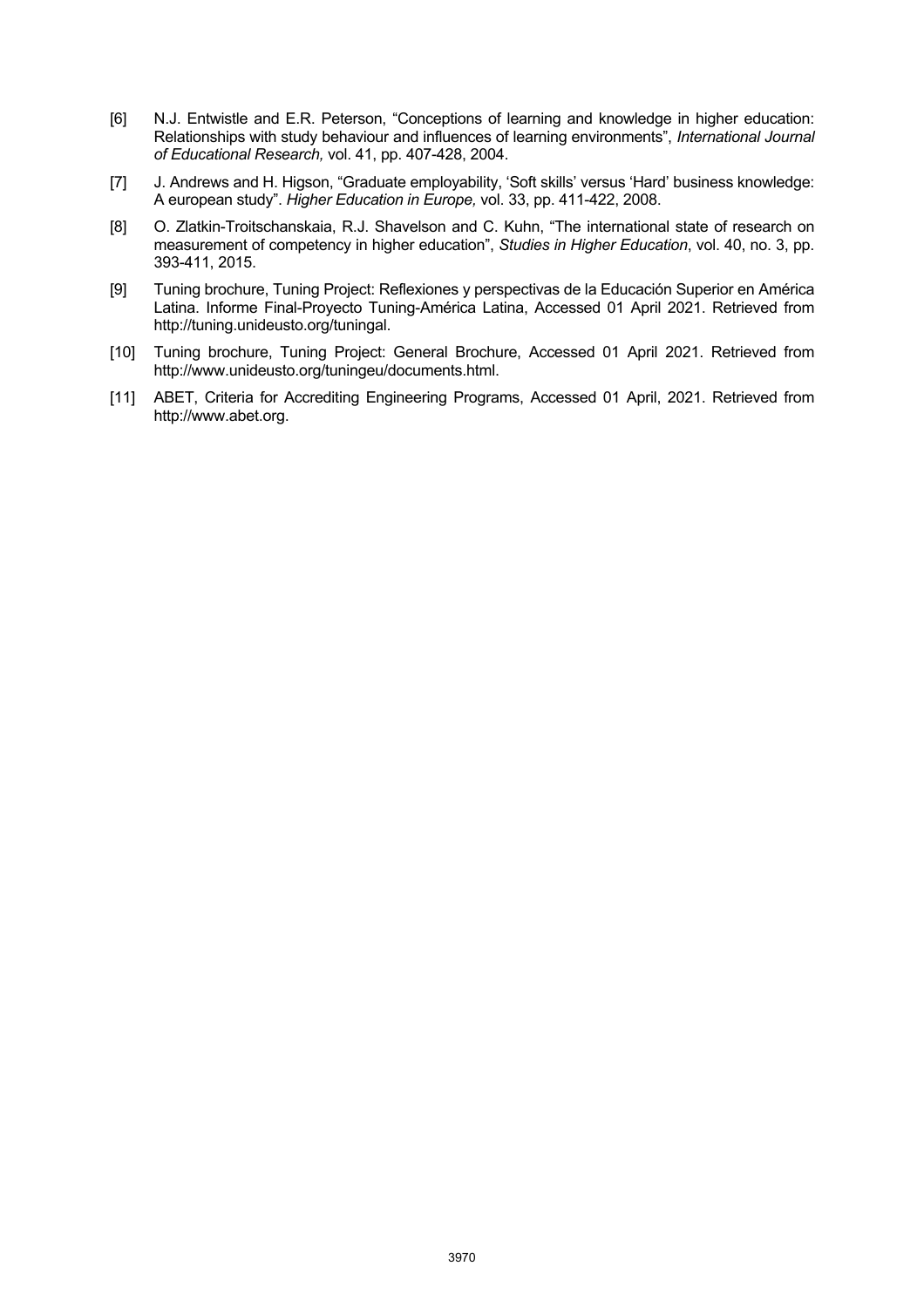[6] N.J. Entwistle and E.R. Peterson, “Conceptions of learning and knowledge in higher education: Relationships with study behaviour and influences of learning environments”, *International Journal of Educational Research,* vol. 41, pp. 407-428, 2004.

[7] J. Andrews and H. Higson, “Graduate employability, ‘Soft skills’ versus ‘Hard’ business knowledge: A european study”. *Higher Education in Europe,* vol. 33, pp. 411-422, 2008.

[8] O. Zlatkin-Troitschanskaia, R.J. Shavelson and C. Kuhn, “The international state of research on measurement of competency in higher education”, *Studies in Higher Education*, vol. 40, no. 3, pp. 393-411, 2015.

[9] Tuning brochure, Tuning Project: Reflexiones y perspectivas de la Educación Superior en América Latina. Informe Final-Proyecto Tuning-América Latina, Accessed 01 April 2021. Retrieved from http://tuning.unideusto.org/tuningal.

[10] Tuning brochure, Tuning Project: General Brochure, Accessed 01 April 2021. Retrieved from http://www.unideusto.org/tuningeu/documents.html.

[11] ABET, Criteria for Accrediting Engineering Programs, Accessed 01 April, 2021. Retrieved from http://www.abet.org.